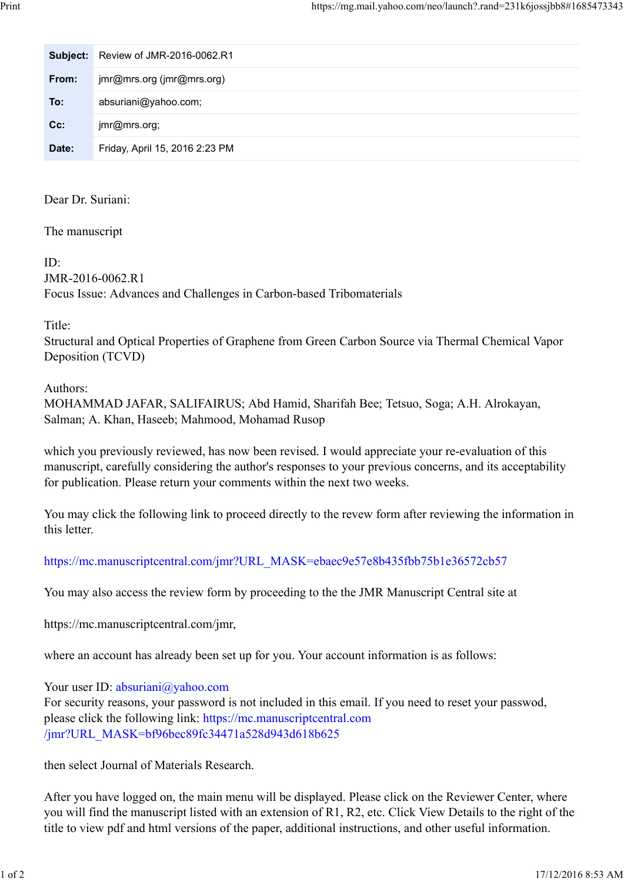| Subject: | Review of JMR-2016-0062.R1 |
| --- | --- |
| From: | jmr@mrs.org (jmr@mrs.org) |
| To: | absuriani@yahoo.com; |
| Cc: | jmr@mrs.org; |
| Date: | Friday, April 15, 2016 2:23 PM |

Dear Dr. Suriani:

The manuscript

ID:
JMR-2016-0062.R1
Focus Issue: Advances and Challenges in Carbon-based Tribomaterials

Title:
Structural and Optical Properties of Graphene from Green Carbon Source via Thermal Chemical Vapor Deposition (TCVD)

Authors:
MOHAMMAD JAFAR, SALIFAIRUS; Abd Hamid, Sharifah Bee; Tetsuo, Soga; A.H. Alrokayan, Salman; A. Khan, Haseeb; Mahmood, Mohamad Rusop

which you previously reviewed, has now been revised. I would appreciate your re-evaluation of this manuscript, carefully considering the author's responses to your previous concerns, and its acceptability for publication. Please return your comments within the next two weeks.

You may click the following link to proceed directly to the revew form after reviewing the information in this letter.

https://mc.manuscriptcentral.com/jmr?URL_MASK=ebaec9e57e8b435fbb75b1e36572cb57

You may also access the review form by proceeding to the the JMR Manuscript Central site at

https://mc.manuscriptcentral.com/jmr,

where an account has already been set up for you. Your account information is as follows:

Your user ID: absuriani@yahoo.com
For security reasons, your password is not included in this email. If you need to reset your passwod, please click the following link: https://mc.manuscriptcentral.com/jmr?URL_MASK=bf96bec89fc34471a528d943d618b625

then select Journal of Materials Research.

After you have logged on, the main menu will be displayed. Please click on the Reviewer Center, where you will find the manuscript listed with an extension of R1, R2, etc. Click View Details to the right of the title to view pdf and html versions of the paper, additional instructions, and other useful information.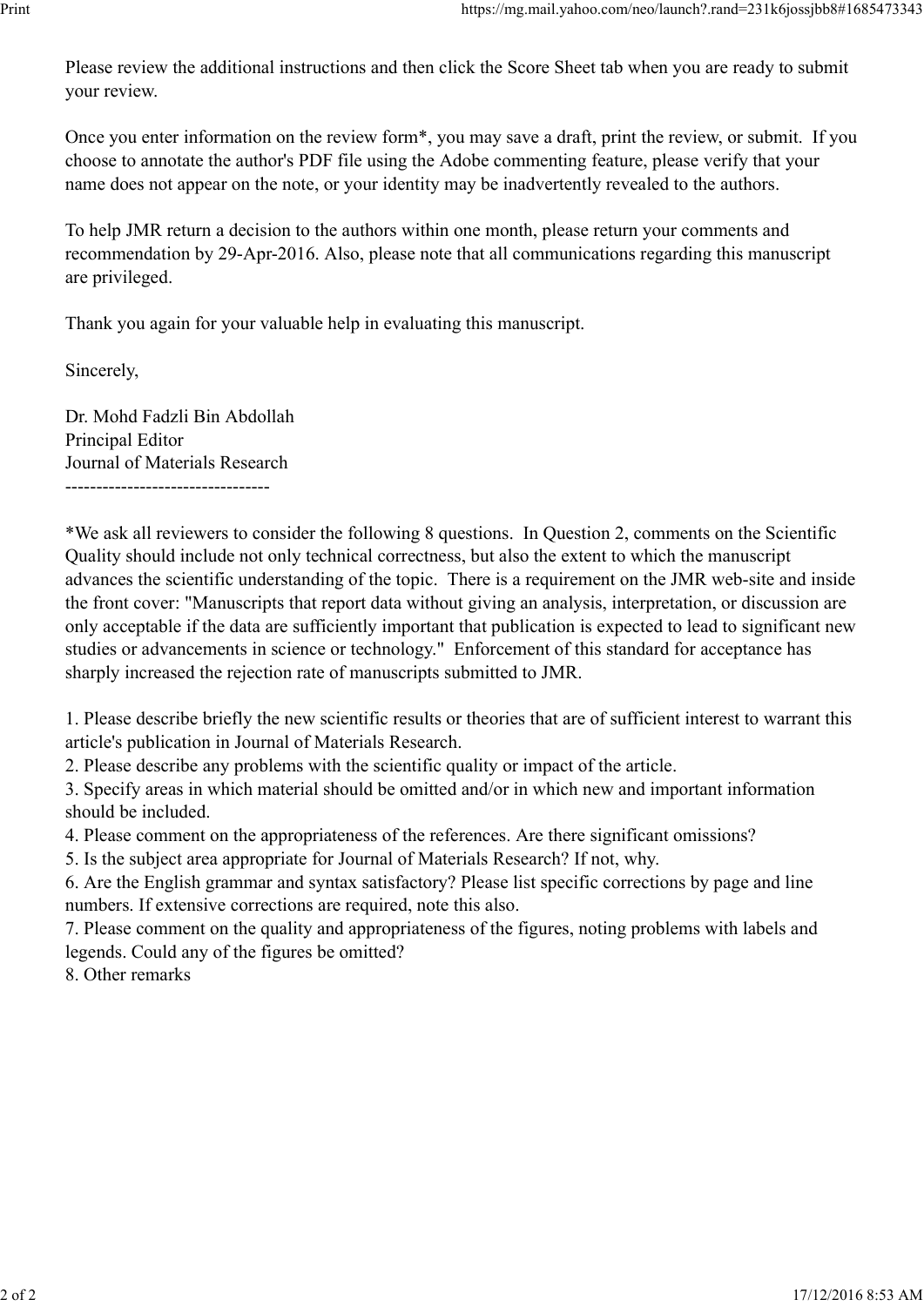Please review the additional instructions and then click the Score Sheet tab when you are ready to submit your review.

Once you enter information on the review form*, you may save a draft, print the review, or submit. If you choose to annotate the author's PDF file using the Adobe commenting feature, please verify that your name does not appear on the note, or your identity may be inadvertently revealed to the authors.

To help JMR return a decision to the authors within one month, please return your comments and recommendation by 29-Apr-2016. Also, please note that all communications regarding this manuscript are privileged.

Thank you again for your valuable help in evaluating this manuscript.

Sincerely,

Dr. Mohd Fadzli Bin Abdollah
Principal Editor
Journal of Materials Research
---------------------------------

*We ask all reviewers to consider the following 8 questions. In Question 2, comments on the Scientific Quality should include not only technical correctness, but also the extent to which the manuscript advances the scientific understanding of the topic. There is a requirement on the JMR web-site and inside the front cover: "Manuscripts that report data without giving an analysis, interpretation, or discussion are only acceptable if the data are sufficiently important that publication is expected to lead to significant new studies or advancements in science or technology." Enforcement of this standard for acceptance has sharply increased the rejection rate of manuscripts submitted to JMR.

1. Please describe briefly the new scientific results or theories that are of sufficient interest to warrant this article's publication in Journal of Materials Research.
2. Please describe any problems with the scientific quality or impact of the article.
3. Specify areas in which material should be omitted and/or in which new and important information should be included.
4. Please comment on the appropriateness of the references. Are there significant omissions?
5. Is the subject area appropriate for Journal of Materials Research? If not, why.
6. Are the English grammar and syntax satisfactory? Please list specific corrections by page and line numbers. If extensive corrections are required, note this also.
7. Please comment on the quality and appropriateness of the figures, noting problems with labels and legends. Could any of the figures be omitted?
8. Other remarks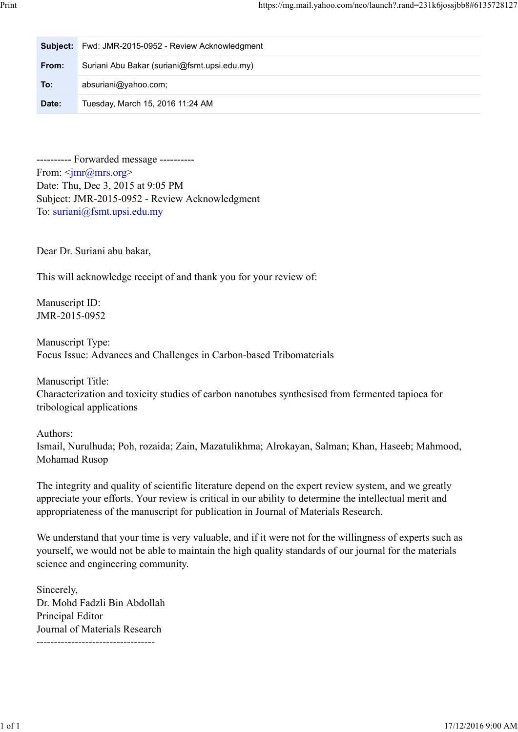| | |
|---|---|
| **Subject:** | Fwd: JMR-2015-0952 - Review Acknowledgment |
| **From:** | Suriani Abu Bakar (suriani@fsmt.upsi.edu.my) |
| **To:** | absuriani@yahoo.com; |
| **Date:** | Tuesday, March 15, 2016 11:24 AM |

---------- Forwarded message ----------
From: <jmr@mrs.org>
Date: Thu, Dec 3, 2015 at 9:05 PM
Subject: JMR-2015-0952 - Review Acknowledgment
To: suriani@fsmt.upsi.edu.my

Dear Dr. Suriani abu bakar,

This will acknowledge receipt of and thank you for your review of:

Manuscript ID:
JMR-2015-0952

Manuscript Type:
Focus Issue: Advances and Challenges in Carbon-based Tribomaterials

Manuscript Title:
Characterization and toxicity studies of carbon nanotubes synthesised from fermented tapioca for tribological applications

Authors:
Ismail, Nurulhuda; Poh, rozaida; Zain, Mazatulikhma; Alrokayan, Salman; Khan, Haseeb; Mahmood, Mohamad Rusop

The integrity and quality of scientific literature depend on the expert review system, and we greatly appreciate your efforts. Your review is critical in our ability to determine the intellectual merit and appropriateness of the manuscript for publication in Journal of Materials Research.

We understand that your time is very valuable, and if it were not for the willingness of experts such as yourself, we would not be able to maintain the high quality standards of our journal for the materials science and engineering community.

Sincerely,
Dr. Mohd Fadzli Bin Abdollah
Principal Editor
Journal of Materials Research
----------------------------------